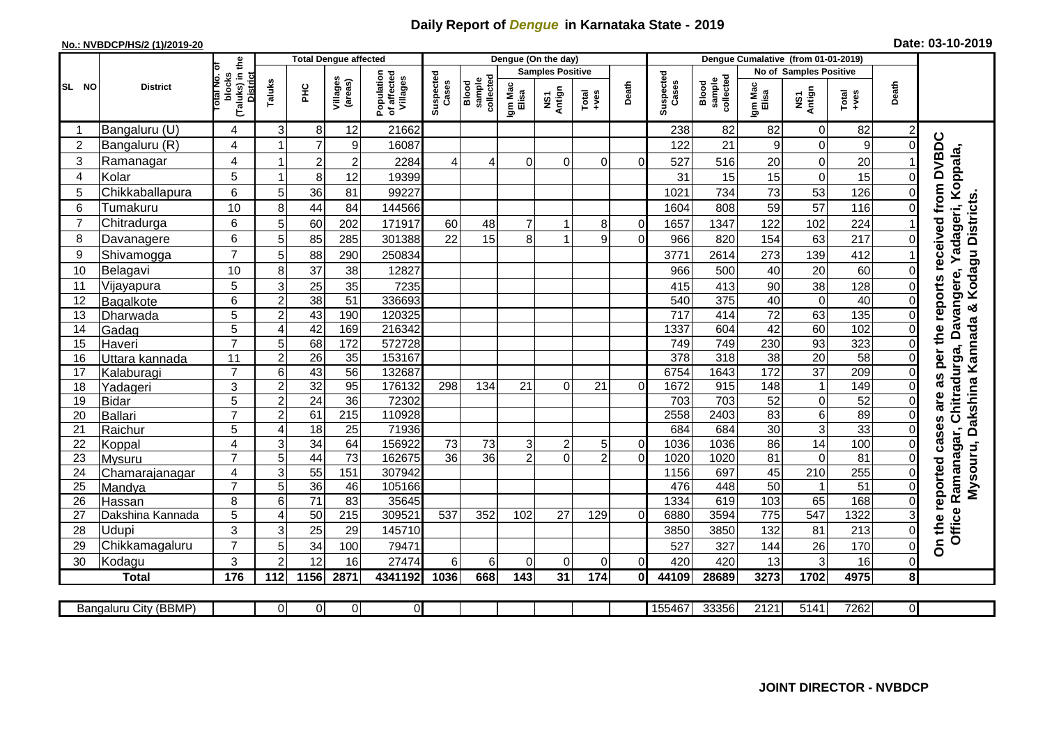# Daily Report of *Dengue* in Karnataka State - 2019

**No.: NVBDCP/HS/2 (1)/2019-20** **Date: 03-10-2019**

| SL NO | District | Total No. of blocks (Taluks) in the District | Total Dengue affected | | | | Dengue (On the day) | | | | | | Dengue Cumalative (from 01-01-2019) | | | | | | |
|---|---|---|---|---|---|---|---|---|---|---|---|---|---|---|---|---|---|---|---|
| | | | | | | | | | Samples Positive | | | | | | No of Samples Positive | | | | |
| | | | Taluks | PHC | Villages (areas) | Population of affected Villages | Suspected Cases | Blood sample collected | Igm Mac Elisa | NS1 Antign | Total +ves | Death | Suspected Cases | Blood sample collected | Igm Mac Elisa | NS1 Antign | Total +ves | Death | |
| 1 | Bangaluru (U) | 4 | 3 | 8 | 12 | 21662 | | | | | | | 238 | 82 | 82 | 0 | 82 | 2 | On the reported cases are as per the reports received from DVBDC Office Ramanagar, Chitradurga, Davangere, Yadageri, Koppala, Mysouru, Dakshina Kannada & Kodagu Districts. |
| 2 | Bangaluru (R) | 4 | 1 | 7 | 9 | 16087 | | | | | | | 122 | 21 | 9 | 0 | 9 | 0 | |
| 3 | Ramanagar | 4 | 1 | 2 | 2 | 2284 | 4 | 4 | 0 | 0 | 0 | 0 | 527 | 516 | 20 | 0 | 20 | 1 | |
| 4 | Kolar | 5 | 1 | 8 | 12 | 19399 | | | | | | | 31 | 15 | 15 | 0 | 15 | 0 | |
| 5 | Chikkaballapura | 6 | 5 | 36 | 81 | 99227 | | | | | | | 1021 | 734 | 73 | 53 | 126 | 0 | |
| 6 | Tumakuru | 10 | 8 | 44 | 84 | 144566 | | | | | | | 1604 | 808 | 59 | 57 | 116 | 0 | |
| 7 | Chitradurga | 6 | 5 | 60 | 202 | 171917 | 60 | 48 | 7 | 1 | 8 | 0 | 1657 | 1347 | 122 | 102 | 224 | 1 | |
| 8 | Davanagere | 6 | 5 | 85 | 285 | 301388 | 22 | 15 | 8 | 1 | 9 | 0 | 966 | 820 | 154 | 63 | 217 | 0 | |
| 9 | Shivamogga | 7 | 5 | 88 | 290 | 250834 | | | | | | | 3771 | 2614 | 273 | 139 | 412 | 1 | |
| 10 | Belagavi | 10 | 8 | 37 | 38 | 12827 | | | | | | | 966 | 500 | 40 | 20 | 60 | 0 | |
| 11 | Vijayapura | 5 | 3 | 25 | 35 | 7235 | | | | | | | 415 | 413 | 90 | 38 | 128 | 0 | |
| 12 | Bagalkote | 6 | 2 | 38 | 51 | 336693 | | | | | | | 540 | 375 | 40 | 0 | 40 | 0 | |
| 13 | Dharwada | 5 | 2 | 43 | 190 | 120325 | | | | | | | 717 | 414 | 72 | 63 | 135 | 0 | |
| 14 | Gadag | 5 | 4 | 42 | 169 | 216342 | | | | | | | 1337 | 604 | 42 | 60 | 102 | 0 | |
| 15 | Haveri | 7 | 5 | 68 | 172 | 572728 | | | | | | | 749 | 749 | 230 | 93 | 323 | 0 | |
| 16 | Uttara kannada | 11 | 2 | 26 | 35 | 153167 | | | | | | | 378 | 318 | 38 | 20 | 58 | 0 | |
| 17 | Kalaburagi | 7 | 6 | 43 | 56 | 132687 | | | | | | | 6754 | 1643 | 172 | 37 | 209 | 0 | |
| 18 | Yadageri | 3 | 2 | 32 | 95 | 176132 | 298 | 134 | 21 | 0 | 21 | 0 | 1672 | 915 | 148 | 1 | 149 | 0 | |
| 19 | Bidar | 5 | 2 | 24 | 36 | 72302 | | | | | | | 703 | 703 | 52 | 0 | 52 | 0 | |
| 20 | Ballari | 7 | 2 | 61 | 215 | 110928 | | | | | | | 2558 | 2403 | 83 | 6 | 89 | 0 | |
| 21 | Raichur | 5 | 4 | 18 | 25 | 71936 | | | | | | | 684 | 684 | 30 | 3 | 33 | 0 | |
| 22 | Koppal | 4 | 3 | 34 | 64 | 156922 | 73 | 73 | 3 | 2 | 5 | 0 | 1036 | 1036 | 86 | 14 | 100 | 0 | |
| 23 | Mysuru | 7 | 5 | 44 | 73 | 162675 | 36 | 36 | 2 | 0 | 2 | 0 | 1020 | 1020 | 81 | 0 | 81 | 0 | |
| 24 | Chamarajanagar | 4 | 3 | 55 | 151 | 307942 | | | | | | | 1156 | 697 | 45 | 210 | 255 | 0 | |
| 25 | Mandya | 7 | 5 | 36 | 46 | 105166 | | | | | | | 476 | 448 | 50 | 1 | 51 | 0 | |
| 26 | Hassan | 8 | 6 | 71 | 83 | 35645 | | | | | | | 1334 | 619 | 103 | 65 | 168 | 0 | |
| 27 | Dakshina Kannada | 5 | 4 | 50 | 215 | 309521 | 537 | 352 | 102 | 27 | 129 | 0 | 6880 | 3594 | 775 | 547 | 1322 | 3 | |
| 28 | Udupi | 3 | 3 | 25 | 29 | 145710 | | | | | | | 3850 | 3850 | 132 | 81 | 213 | 0 | |
| 29 | Chikkamagaluru | 7 | 5 | 34 | 100 | 79471 | | | | | | | 527 | 327 | 144 | 26 | 170 | 0 | |
| 30 | Kodagu | 3 | 2 | 12 | 16 | 27474 | 6 | 6 | 0 | 0 | 0 | 0 | 420 | 420 | 13 | 3 | 16 | 0 | |
| | **Total** | **176** | **112** | **1156** | **2871** | **4341192** | **1036** | **668** | **143** | **31** | **174** | **0** | **44109** | **28689** | **3273** | **1702** | **4975** | **8** | |

| Bangaluru City (BBMP) | | 0 | 0 | 0 | 0 | | | | | | | 155467 | 33356 | 2121 | 5141 | 7262 | 0 | |
|---|---|---|---|---|---|---|---|---|---|---|---|---|---|---|---|---|---|---|

**JOINT DIRECTOR - NVBDCP**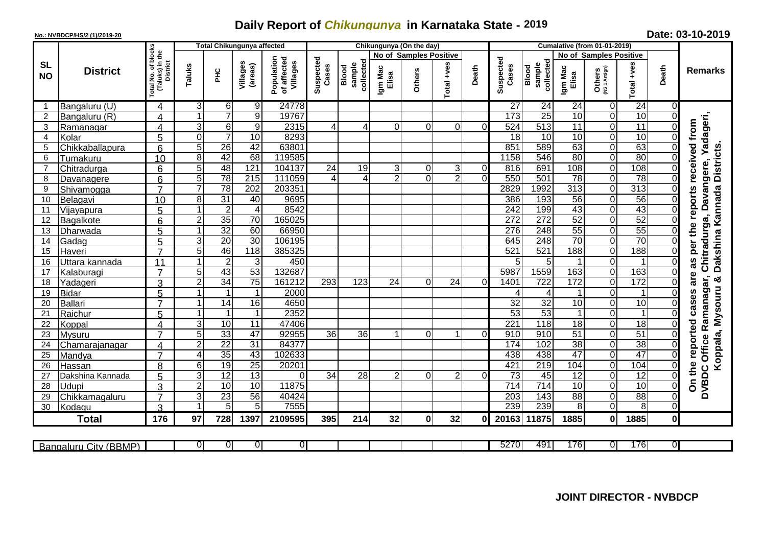# Daily Report of *Chikungunya* in Karnataka State - 2019

**No.: NVBDCP/HS/2 (1)/2019-20**

**Date: 03-10-2019**

| SL NO | District | Total No. of blocks (Taluks) in the District | Total Chikungunya affected | | | | Chikungunya (On the day) | | | | | | | Cumalative (from 01-01-2019) | | | | | | | Remarks |
|---|---|---|---|---|---|---|---|---|---|---|---|---|---|---|---|---|---|---|---|---|---|
| | | | Taluks | PHC | Villages (areas) | Population of affected Villages | Suspected Cases | Blood sample collected | No of Samples Positive | | | Death | Suspected Cases | Blood sample collected | No of Samples Positive | | | Death | |
| | | | | | | | | | Igm Mac Elisa | Others | Total +ves | | | | Igm Mac Elisa | Others (NS 1 Antign) | Total +ves | | |
| 1 | Bangaluru (U) | 4 | 3 | 6 | 9 | 24778 | | | | | | | 27 | 24 | 24 | 0 | 24 | 0 | On the reported cases are as per the reports received from DVBDC Office Ramanagar, Chitradurga, Davangere, Yadageri, Koppala, Mysouru & Dakshina Kannada Districts. |
| 2 | Bangaluru (R) | 4 | 1 | 7 | 9 | 19767 | | | | | | | 173 | 25 | 10 | 0 | 10 | 0 | |
| 3 | Ramanagar | 4 | 3 | 6 | 9 | 2315 | 4 | 4 | 0 | 0 | 0 | 0 | 524 | 513 | 11 | 0 | 11 | 0 | |
| 4 | Kolar | 5 | 0 | 7 | 10 | 8293 | | | | | | | 18 | 10 | 10 | 0 | 10 | 0 | |
| 5 | Chikkaballapura | 6 | 5 | 26 | 42 | 63801 | | | | | | | 851 | 589 | 63 | 0 | 63 | 0 | |
| 6 | Tumakuru | 10 | 8 | 42 | 68 | 119585 | | | | | | | 1158 | 546 | 80 | 0 | 80 | 0 | |
| 7 | Chitradurga | 6 | 5 | 48 | 121 | 104137 | 24 | 19 | 3 | 0 | 3 | 0 | 816 | 691 | 108 | 0 | 108 | 0 | |
| 8 | Davanagere | 6 | 5 | 78 | 215 | 111059 | 4 | 4 | 2 | 0 | 2 | 0 | 550 | 501 | 78 | 0 | 78 | 0 | |
| 9 | Shivamogga | 7 | 7 | 78 | 202 | 203351 | | | | | | | 2829 | 1992 | 313 | 0 | 313 | 0 | |
| 10 | Belagavi | 10 | 8 | 31 | 40 | 9695 | | | | | | | 386 | 193 | 56 | 0 | 56 | 0 | |
| 11 | Vijayapura | 5 | 1 | 2 | 4 | 8542 | | | | | | | 242 | 199 | 43 | 0 | 43 | 0 | |
| 12 | Bagalkote | 6 | 2 | 35 | 70 | 165025 | | | | | | | 272 | 272 | 52 | 0 | 52 | 0 | |
| 13 | Dharwada | 5 | 1 | 32 | 60 | 66950 | | | | | | | 276 | 248 | 55 | 0 | 55 | 0 | |
| 14 | Gadag | 5 | 3 | 20 | 30 | 106195 | | | | | | | 645 | 248 | 70 | 0 | 70 | 0 | |
| 15 | Haveri | 7 | 5 | 46 | 118 | 385325 | | | | | | | 521 | 521 | 188 | 0 | 188 | 0 | |
| 16 | Uttara kannada | 11 | 1 | 2 | 3 | 450 | | | | | | | 5 | 5 | 1 | 0 | 1 | 0 | |
| 17 | Kalaburagi | 7 | 5 | 43 | 53 | 132687 | | | | | | | 5987 | 1559 | 163 | 0 | 163 | 0 | |
| 18 | Yadageri | 3 | 2 | 34 | 75 | 161212 | 293 | 123 | 24 | 0 | 24 | 0 | 1401 | 722 | 172 | 0 | 172 | 0 | |
| 19 | Bidar | 5 | 1 | 1 | 1 | 2000 | | | | | | | 4 | 4 | 1 | 0 | 1 | 0 | |
| 20 | Ballari | 7 | 1 | 14 | 16 | 4650 | | | | | | | 32 | 32 | 10 | 0 | 10 | 0 | |
| 21 | Raichur | 5 | 1 | 1 | 1 | 2352 | | | | | | | 53 | 53 | 1 | 0 | 1 | 0 | |
| 22 | Koppal | 4 | 3 | 10 | 11 | 47406 | | | | | | | 221 | 118 | 18 | 0 | 18 | 0 | |
| 23 | Mysuru | 7 | 5 | 33 | 47 | 92955 | 36 | 36 | 1 | 0 | 1 | 0 | 910 | 910 | 51 | 0 | 51 | 0 | |
| 24 | Chamarajanagar | 4 | 2 | 22 | 31 | 84377 | | | | | | | 174 | 102 | 38 | 0 | 38 | 0 | |
| 25 | Mandya | 7 | 4 | 35 | 43 | 102633 | | | | | | | 438 | 438 | 47 | 0 | 47 | 0 | |
| 26 | Hassan | 8 | 6 | 19 | 25 | 20201 | | | | | | | 421 | 219 | 104 | 0 | 104 | 0 | |
| 27 | Dakshina Kannada | 5 | 3 | 12 | 13 | 0 | 34 | 28 | 2 | 0 | 2 | 0 | 73 | 45 | 12 | 0 | 12 | 0 | |
| 28 | Udupi | 3 | 2 | 10 | 10 | 11875 | | | | | | | 714 | 714 | 10 | 0 | 10 | 0 | |
| 29 | Chikkamagaluru | 7 | 3 | 23 | 56 | 40424 | | | | | | | 203 | 143 | 88 | 0 | 88 | 0 | |
| 30 | Kodagu | 3 | 1 | 5 | 5 | 7555 | | | | | | | 239 | 239 | 8 | 0 | 8 | 0 | |
| **Total** | | **176** | **97** | **728** | **1397** | **2109595** | **395** | **214** | **32** | **0** | **32** | **0** | **20163** | **11875** | **1885** | **0** | **1885** | **0** | |

| | | | | | | | | | | | | | | | | | | |
|---|---|---|---|---|---|---|---|---|---|---|---|---|---|---|---|---|---|---|
| Bangaluru City (BBMP) | | 0 | 0 | 0 | 0 | | | | | | | 5270 | 491 | 176 | 0 | 176 | 0 | |

**JOINT DIRECTOR - NVBDCP**